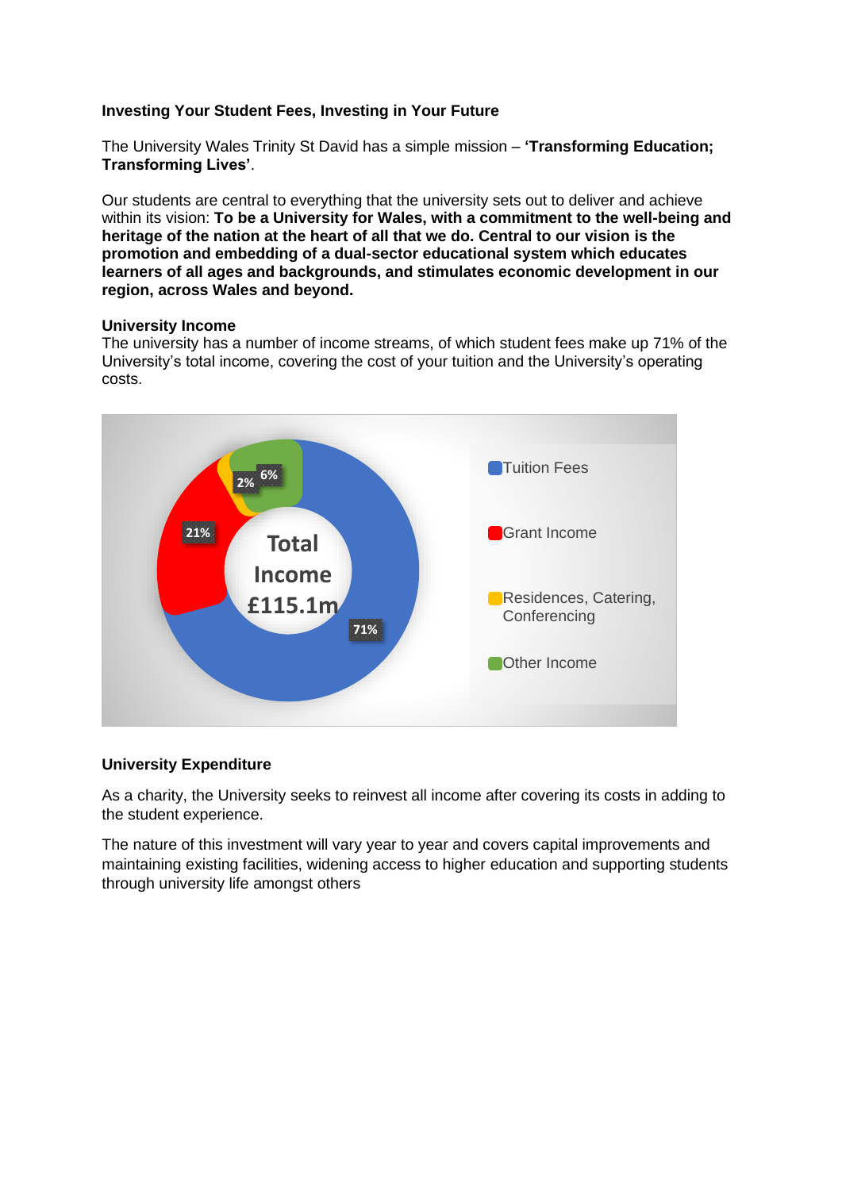**Investing Your Student Fees, Investing in Your Future**

The University Wales Trinity St David has a simple mission – **'Transforming Education; Transforming Lives'**.

Our students are central to everything that the university sets out to deliver and achieve within its vision: **To be a University for Wales, with a commitment to the well-being and heritage of the nation at the heart of all that we do. Central to our vision is the promotion and embedding of a dual-sector educational system which educates learners of all ages and backgrounds, and stimulates economic development in our region, across Wales and beyond.**

**University Income**

The university has a number of income streams, of which student fees make up 71% of the University's total income, covering the cost of your tuition and the University's operating costs.

Total Income £115.1m

71%

21%

2%

6%

Tuition Fees

Grant Income

Residences, Catering, Conferencing

Other Income

**University Expenditure**

As a charity, the University seeks to reinvest all income after covering its costs in adding to the student experience.

The nature of this investment will vary year to year and covers capital improvements and maintaining existing facilities, widening access to higher education and supporting students through university life amongst others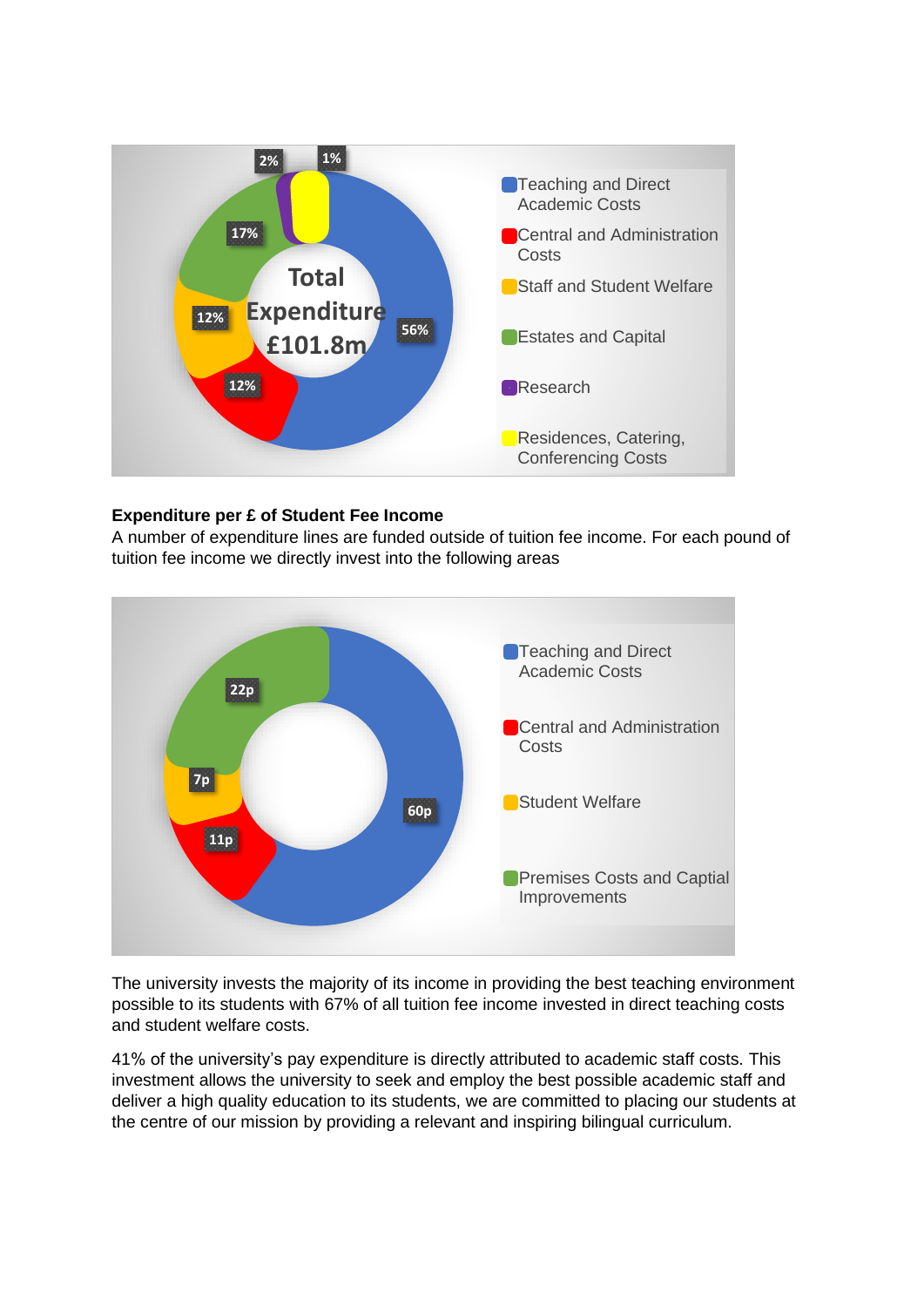2%

1%

17%

Total Expenditure £101.8m

12%

56%

12%

Teaching and Direct Academic Costs

Central and Administration Costs

Staff and Student Welfare

Estates and Capital

Research

Residences, Catering, Conferencing Costs

**Expenditure per £ of Student Fee Income**

A number of expenditure lines are funded outside of tuition fee income. For each pound of tuition fee income we directly invest into the following areas

22p

7p

11p

60p

Teaching and Direct Academic Costs

Central and Administration Costs

Student Welfare

Premises Costs and Captial Improvements

The university invests the majority of its income in providing the best teaching environment possible to its students with 67% of all tuition fee income invested in direct teaching costs and student welfare costs.

41% of the university's pay expenditure is directly attributed to academic staff costs. This investment allows the university to seek and employ the best possible academic staff and deliver a high quality education to its students, we are committed to placing our students at the centre of our mission by providing a relevant and inspiring bilingual curriculum.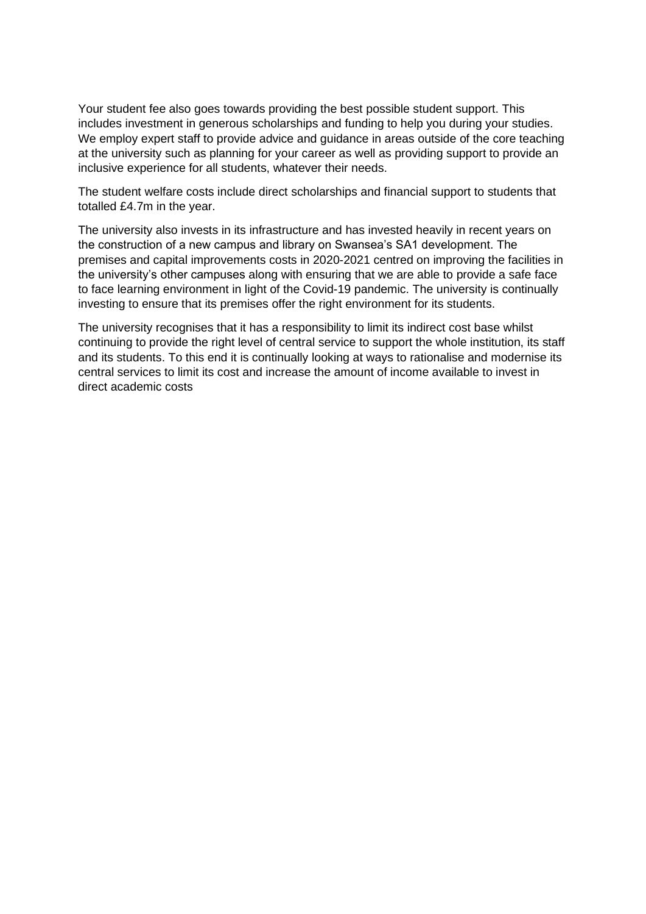Your student fee also goes towards providing the best possible student support. This includes investment in generous scholarships and funding to help you during your studies. We employ expert staff to provide advice and guidance in areas outside of the core teaching at the university such as planning for your career as well as providing support to provide an inclusive experience for all students, whatever their needs.

The student welfare costs include direct scholarships and financial support to students that totalled £4.7m in the year.

The university also invests in its infrastructure and has invested heavily in recent years on the construction of a new campus and library on Swansea's SA1 development. The premises and capital improvements costs in 2020-2021 centred on improving the facilities in the university's other campuses along with ensuring that we are able to provide a safe face to face learning environment in light of the Covid-19 pandemic. The university is continually investing to ensure that its premises offer the right environment for its students.

The university recognises that it has a responsibility to limit its indirect cost base whilst continuing to provide the right level of central service to support the whole institution, its staff and its students. To this end it is continually looking at ways to rationalise and modernise its central services to limit its cost and increase the amount of income available to invest in direct academic costs